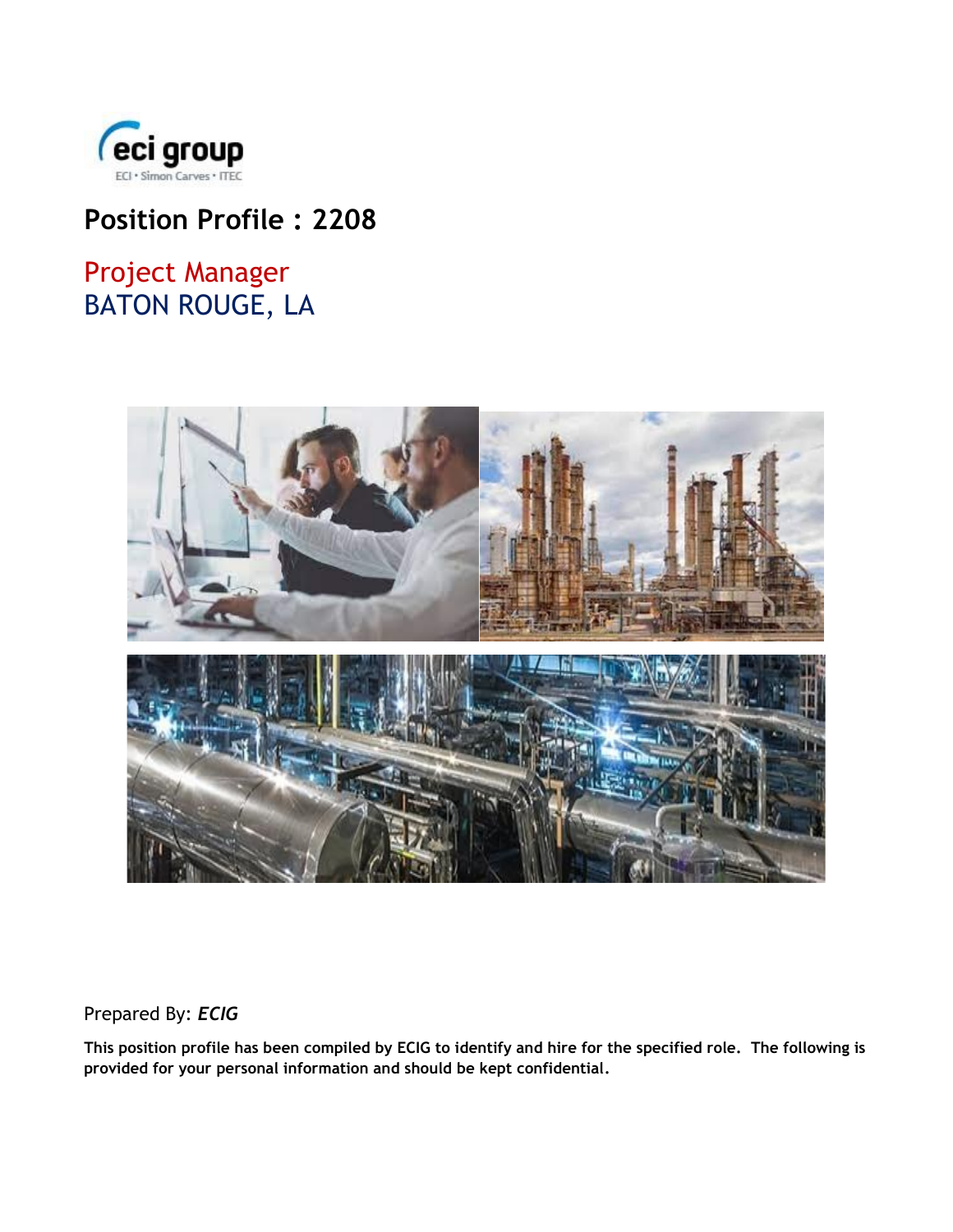eci group

ECI • Simon Carves • ITEC

# Position Profile : 2208

## Project Manager
## BATON ROUGE, LA

Prepared By: ***ECIG***

**This position profile has been compiled by ECIG to identify and hire for the specified role. The following is provided for your personal information and should be kept confidential.**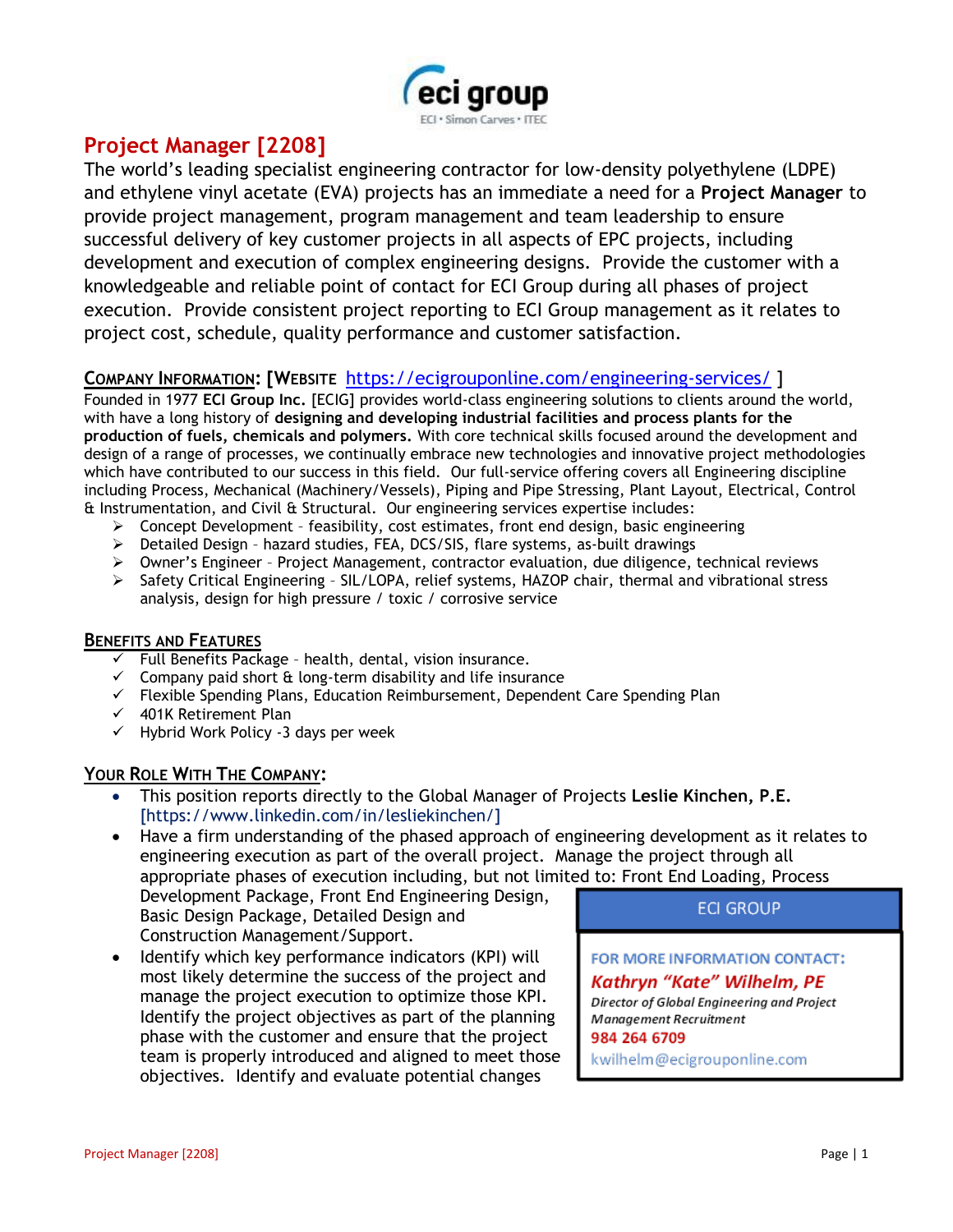# Project Manager [2208]

The world's leading specialist engineering contractor for low-density polyethylene (LDPE) and ethylene vinyl acetate (EVA) projects has an immediate a need for a **Project Manager** to provide project management, program management and team leadership to ensure successful delivery of key customer projects in all aspects of EPC projects, including development and execution of complex engineering designs. Provide the customer with a knowledgeable and reliable point of contact for ECI Group during all phases of project execution. Provide consistent project reporting to ECI Group management as it relates to project cost, schedule, quality performance and customer satisfaction.

## Company Information: [Website https://ecigrouponline.com/engineering-services/ ]

Founded in 1977 **ECI Group Inc.** [ECIG] provides world-class engineering solutions to clients around the world, with have a long history of **designing and developing industrial facilities and process plants for the production of fuels, chemicals and polymers.** With core technical skills focused around the development and design of a range of processes, we continually embrace new technologies and innovative project methodologies which have contributed to our success in this field. Our full-service offering covers all Engineering discipline including Process, Mechanical (Machinery/Vessels), Piping and Pipe Stressing, Plant Layout, Electrical, Control & Instrumentation, and Civil & Structural. Our engineering services expertise includes:

- Concept Development – feasibility, cost estimates, front end design, basic engineering
- Detailed Design – hazard studies, FEA, DCS/SIS, flare systems, as-built drawings
- Owner's Engineer – Project Management, contractor evaluation, due diligence, technical reviews
- Safety Critical Engineering – SIL/LOPA, relief systems, HAZOP chair, thermal and vibrational stress analysis, design for high pressure / toxic / corrosive service

## Benefits and Features

- ✓ Full Benefits Package – health, dental, vision insurance.
- ✓ Company paid short & long-term disability and life insurance
- ✓ Flexible Spending Plans, Education Reimbursement, Dependent Care Spending Plan
- ✓ 401K Retirement Plan
- ✓ Hybrid Work Policy -3 days per week

## Your Role With The Company:

- This position reports directly to the Global Manager of Projects **Leslie Kinchen, P.E.** [https://www.linkedin.com/in/lesliekinchen/]
- Have a firm understanding of the phased approach of engineering development as it relates to engineering execution as part of the overall project. Manage the project through all appropriate phases of execution including, but not limited to: Front End Loading, Process Development Package, Front End Engineering Design, Basic Design Package, Detailed Design and Construction Management/Support.
- Identify which key performance indicators (KPI) will most likely determine the success of the project and manage the project execution to optimize those KPI. Identify the project objectives as part of the planning phase with the customer and ensure that the project team is properly introduced and aligned to meet those objectives. Identify and evaluate potential changes

**ECI GROUP**

FOR MORE INFORMATION CONTACT:

***Kathryn "Kate" Wilhelm, PE***

*Director of Global Engineering and Project Management Recruitment*

984 264 6709

kwilhelm@ecigrouponline.com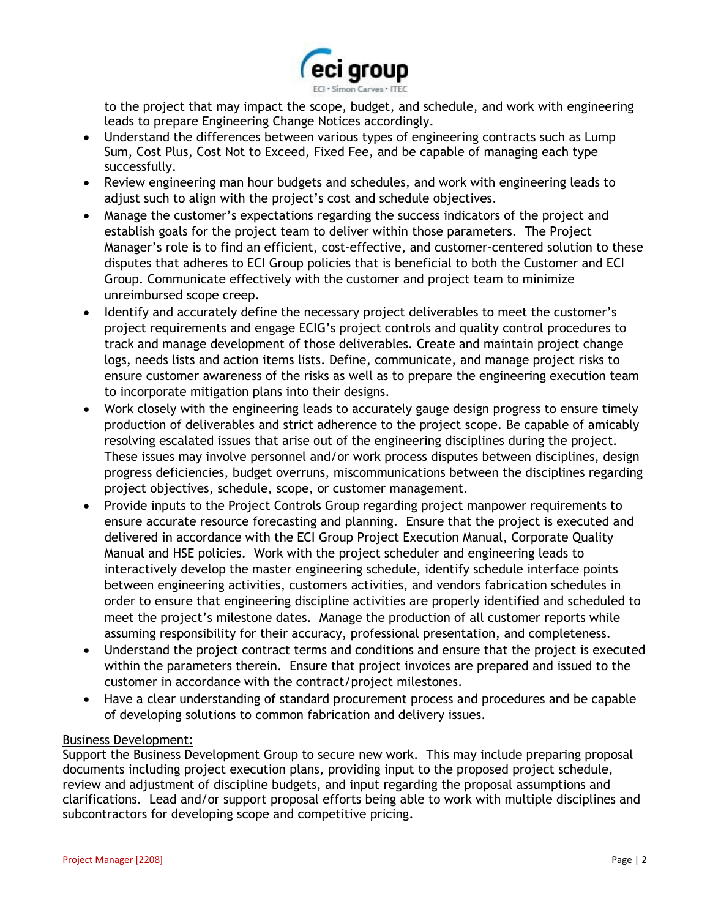to the project that may impact the scope, budget, and schedule, and work with engineering leads to prepare Engineering Change Notices accordingly.

- Understand the differences between various types of engineering contracts such as Lump Sum, Cost Plus, Cost Not to Exceed, Fixed Fee, and be capable of managing each type successfully.
- Review engineering man hour budgets and schedules, and work with engineering leads to adjust such to align with the project's cost and schedule objectives.
- Manage the customer's expectations regarding the success indicators of the project and establish goals for the project team to deliver within those parameters. The Project Manager's role is to find an efficient, cost-effective, and customer-centered solution to these disputes that adheres to ECI Group policies that is beneficial to both the Customer and ECI Group. Communicate effectively with the customer and project team to minimize unreimbursed scope creep.
- Identify and accurately define the necessary project deliverables to meet the customer's project requirements and engage ECIG's project controls and quality control procedures to track and manage development of those deliverables. Create and maintain project change logs, needs lists and action items lists. Define, communicate, and manage project risks to ensure customer awareness of the risks as well as to prepare the engineering execution team to incorporate mitigation plans into their designs.
- Work closely with the engineering leads to accurately gauge design progress to ensure timely production of deliverables and strict adherence to the project scope. Be capable of amicably resolving escalated issues that arise out of the engineering disciplines during the project. These issues may involve personnel and/or work process disputes between disciplines, design progress deficiencies, budget overruns, miscommunications between the disciplines regarding project objectives, schedule, scope, or customer management.
- Provide inputs to the Project Controls Group regarding project manpower requirements to ensure accurate resource forecasting and planning. Ensure that the project is executed and delivered in accordance with the ECI Group Project Execution Manual, Corporate Quality Manual and HSE policies. Work with the project scheduler and engineering leads to interactively develop the master engineering schedule, identify schedule interface points between engineering activities, customers activities, and vendors fabrication schedules in order to ensure that engineering discipline activities are properly identified and scheduled to meet the project's milestone dates. Manage the production of all customer reports while assuming responsibility for their accuracy, professional presentation, and completeness.
- Understand the project contract terms and conditions and ensure that the project is executed within the parameters therein. Ensure that project invoices are prepared and issued to the customer in accordance with the contract/project milestones.
- Have a clear understanding of standard procurement process and procedures and be capable of developing solutions to common fabrication and delivery issues.

<u>Business Development:</u>

Support the Business Development Group to secure new work. This may include preparing proposal documents including project execution plans, providing input to the proposed project schedule, review and adjustment of discipline budgets, and input regarding the proposal assumptions and clarifications. Lead and/or support proposal efforts being able to work with multiple disciplines and subcontractors for developing scope and competitive pricing.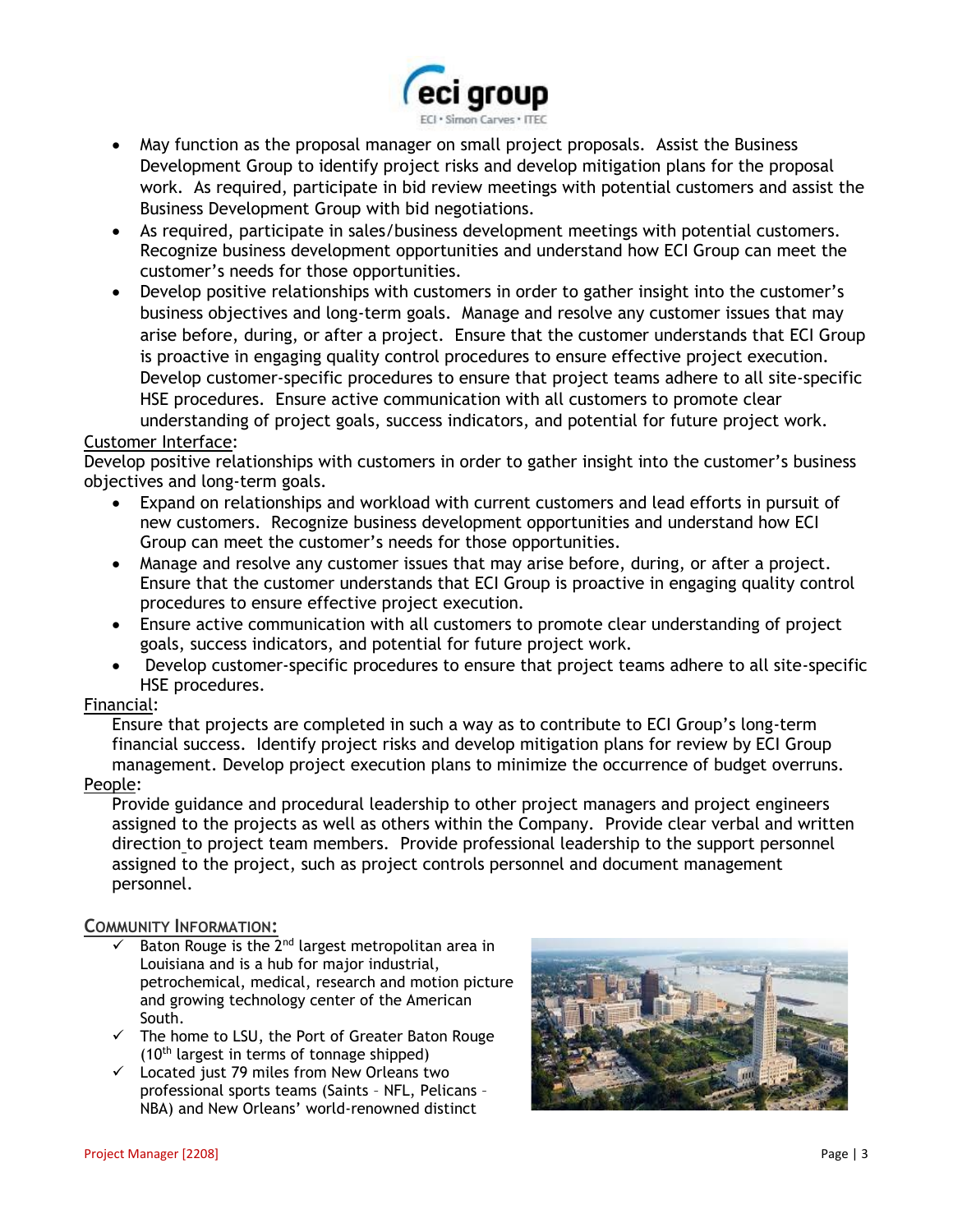- May function as the proposal manager on small project proposals. Assist the Business Development Group to identify project risks and develop mitigation plans for the proposal work. As required, participate in bid review meetings with potential customers and assist the Business Development Group with bid negotiations.
- As required, participate in sales/business development meetings with potential customers. Recognize business development opportunities and understand how ECI Group can meet the customer's needs for those opportunities.
- Develop positive relationships with customers in order to gather insight into the customer's business objectives and long-term goals. Manage and resolve any customer issues that may arise before, during, or after a project. Ensure that the customer understands that ECI Group is proactive in engaging quality control procedures to ensure effective project execution. Develop customer-specific procedures to ensure that project teams adhere to all site-specific HSE procedures. Ensure active communication with all customers to promote clear understanding of project goals, success indicators, and potential for future project work.

Customer Interface:

Develop positive relationships with customers in order to gather insight into the customer's business objectives and long-term goals.

- Expand on relationships and workload with current customers and lead efforts in pursuit of new customers. Recognize business development opportunities and understand how ECI Group can meet the customer's needs for those opportunities.
- Manage and resolve any customer issues that may arise before, during, or after a project. Ensure that the customer understands that ECI Group is proactive in engaging quality control procedures to ensure effective project execution.
- Ensure active communication with all customers to promote clear understanding of project goals, success indicators, and potential for future project work.
- Develop customer-specific procedures to ensure that project teams adhere to all site-specific HSE procedures.

Financial:

Ensure that projects are completed in such a way as to contribute to ECI Group's long-term financial success. Identify project risks and develop mitigation plans for review by ECI Group management. Develop project execution plans to minimize the occurrence of budget overruns.

People:

Provide guidance and procedural leadership to other project managers and project engineers assigned to the projects as well as others within the Company. Provide clear verbal and written direction to project team members. Provide professional leadership to the support personnel assigned to the project, such as project controls personnel and document management personnel.

## Community Information:

- ✓ Baton Rouge is the 2nd largest metropolitan area in Louisiana and is a hub for major industrial, petrochemical, medical, research and motion picture and growing technology center of the American South.
- ✓ The home to LSU, the Port of Greater Baton Rouge (10th largest in terms of tonnage shipped)
- ✓ Located just 79 miles from New Orleans two professional sports teams (Saints – NFL, Pelicans – NBA) and New Orleans' world-renowned distinct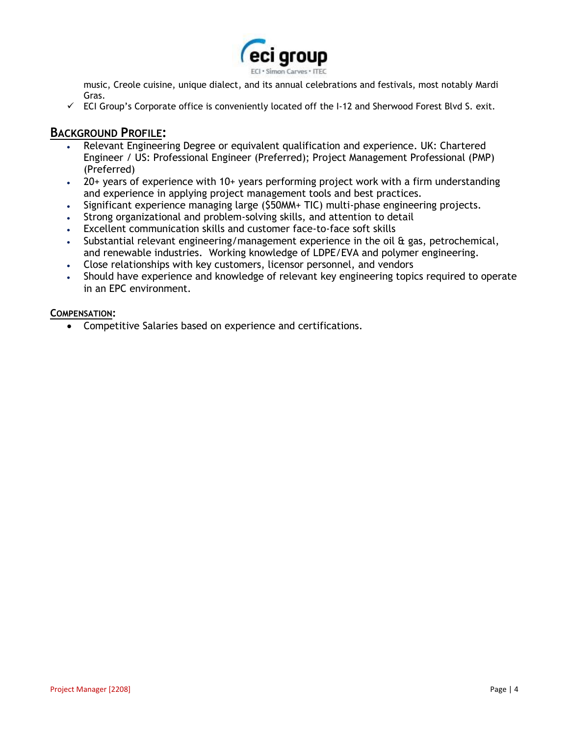music, Creole cuisine, unique dialect, and its annual celebrations and festivals, most notably Mardi Gras.

- ✓ ECI Group's Corporate office is conveniently located off the I-12 and Sherwood Forest Blvd S. exit.

## BACKGROUND PROFILE:

- Relevant Engineering Degree or equivalent qualification and experience. UK: Chartered Engineer / US: Professional Engineer (Preferred); Project Management Professional (PMP) (Preferred)
- 20+ years of experience with 10+ years performing project work with a firm understanding and experience in applying project management tools and best practices.
- Significant experience managing large ($50MM+ TIC) multi-phase engineering projects.
- Strong organizational and problem-solving skills, and attention to detail
- Excellent communication skills and customer face-to-face soft skills
- Substantial relevant engineering/management experience in the oil & gas, petrochemical, and renewable industries. Working knowledge of LDPE/EVA and polymer engineering.
- Close relationships with key customers, licensor personnel, and vendors
- Should have experience and knowledge of relevant key engineering topics required to operate in an EPC environment.

### COMPENSATION:

- Competitive Salaries based on experience and certifications.